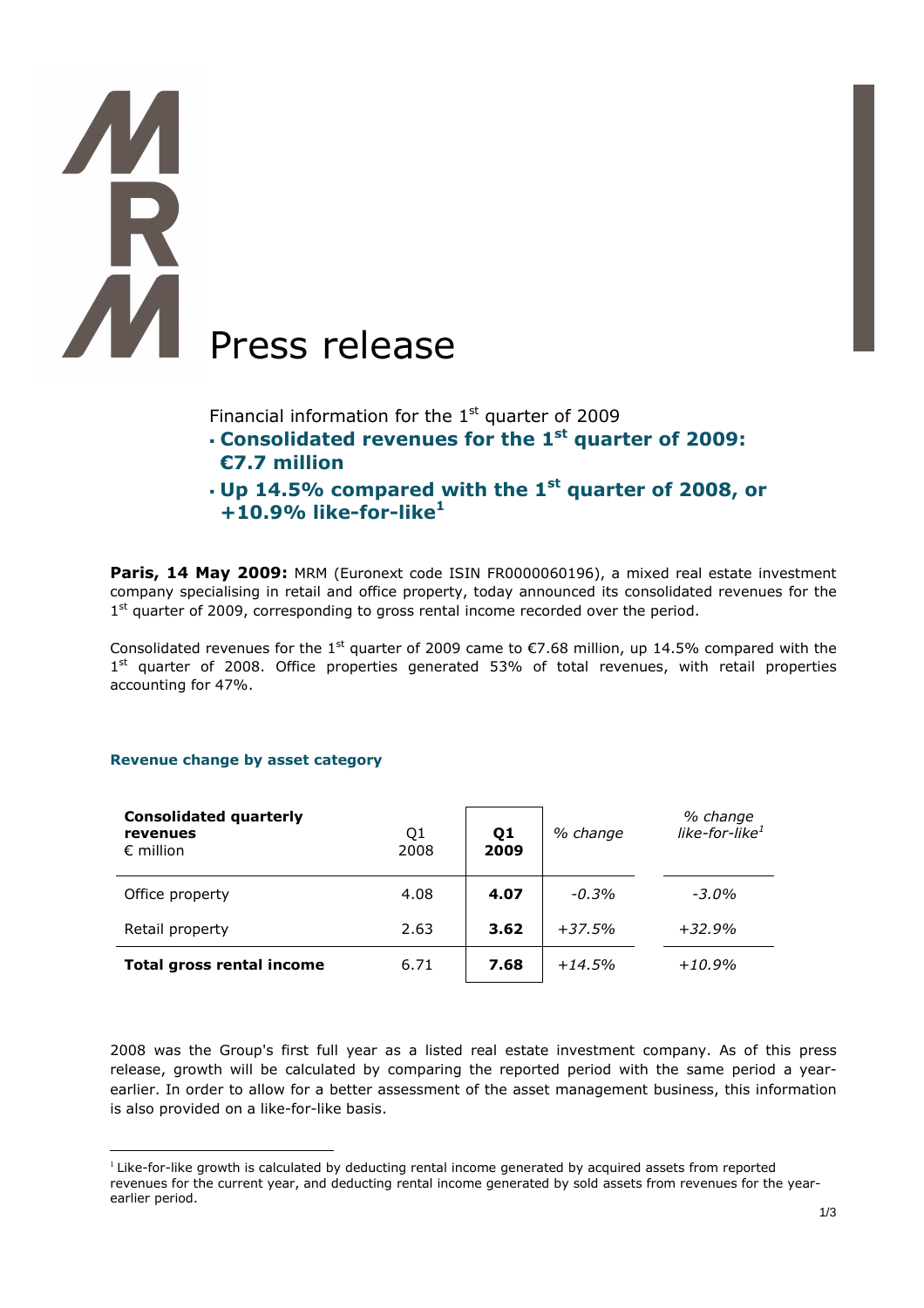# Press release

Financial information for the 1st quarter of 2009

- **Consolidated revenues for the 1st quarter of 2009: €7.7 million**
- **Up 14.5% compared with the 1st quarter of 2008, or +10.9% like-for-like[1]**

**Paris, 14 May 2009:** MRM (Euronext code ISIN FR0000060196), a mixed real estate investment company specialising in retail and office property, today announced its consolidated revenues for the 1st quarter of 2009, corresponding to gross rental income recorded over the period.

Consolidated revenues for the 1st quarter of 2009 came to €7.68 million, up 14.5% compared with the 1st quarter of 2008. Office properties generated 53% of total revenues, with retail properties accounting for 47%.

### Revenue change by asset category

| **Consolidated quarterly revenues** € million | Q1 2008 | **Q1 2009** | *% change* | *% change like-for-like[1]* |
|---|---|---|---|---|
| Office property | 4.08 | **4.07** | *-0.3%* | *-3.0%* |
| Retail property | 2.63 | **3.62** | *+37.5%* | *+32.9%* |
| **Total gross rental income** | 6.71 | **7.68** | *+14.5%* | *+10.9%* |

2008 was the Group's first full year as a listed real estate investment company. As of this press release, growth will be calculated by comparing the reported period with the same period a year-earlier. In order to allow for a better assessment of the asset management business, this information is also provided on a like-for-like basis.

[1] Like-for-like growth is calculated by deducting rental income generated by acquired assets from reported revenues for the current year, and deducting rental income generated by sold assets from revenues for the year-earlier period.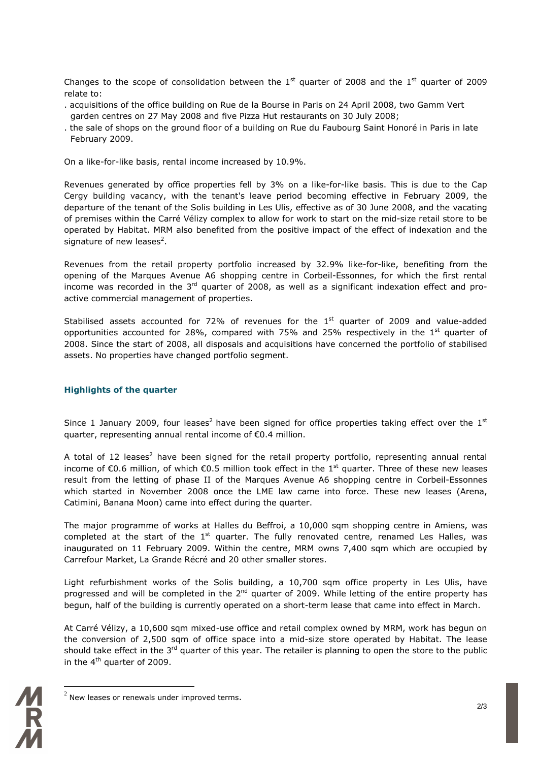Changes to the scope of consolidation between the 1st quarter of 2008 and the 1st quarter of 2009 relate to:

. acquisitions of the office building on Rue de la Bourse in Paris on 24 April 2008, two Gamm Vert garden centres on 27 May 2008 and five Pizza Hut restaurants on 30 July 2008;
. the sale of shops on the ground floor of a building on Rue du Faubourg Saint Honoré in Paris in late February 2009.

On a like-for-like basis, rental income increased by 10.9%.

Revenues generated by office properties fell by 3% on a like-for-like basis. This is due to the Cap Cergy building vacancy, with the tenant's leave period becoming effective in February 2009, the departure of the tenant of the Solis building in Les Ulis, effective as of 30 June 2008, and the vacating of premises within the Carré Vélizy complex to allow for work to start on the mid-size retail store to be operated by Habitat. MRM also benefited from the positive impact of the effect of indexation and the signature of new leases[2].

Revenues from the retail property portfolio increased by 32.9% like-for-like, benefiting from the opening of the Marques Avenue A6 shopping centre in Corbeil-Essonnes, for which the first rental income was recorded in the 3rd quarter of 2008, as well as a significant indexation effect and pro-active commercial management of properties.

Stabilised assets accounted for 72% of revenues for the 1st quarter of 2009 and value-added opportunities accounted for 28%, compared with 75% and 25% respectively in the 1st quarter of 2008. Since the start of 2008, all disposals and acquisitions have concerned the portfolio of stabilised assets. No properties have changed portfolio segment.

### Highlights of the quarter

Since 1 January 2009, four leases[2] have been signed for office properties taking effect over the 1st quarter, representing annual rental income of €0.4 million.

A total of 12 leases[2] have been signed for the retail property portfolio, representing annual rental income of €0.6 million, of which €0.5 million took effect in the 1st quarter. Three of these new leases result from the letting of phase II of the Marques Avenue A6 shopping centre in Corbeil-Essonnes which started in November 2008 once the LME law came into force. These new leases (Arena, Catimini, Banana Moon) came into effect during the quarter.

The major programme of works at Halles du Beffroi, a 10,000 sqm shopping centre in Amiens, was completed at the start of the 1st quarter. The fully renovated centre, renamed Les Halles, was inaugurated on 11 February 2009. Within the centre, MRM owns 7,400 sqm which are occupied by Carrefour Market, La Grande Récré and 20 other smaller stores.

Light refurbishment works of the Solis building, a 10,700 sqm office property in Les Ulis, have progressed and will be completed in the 2nd quarter of 2009. While letting of the entire property has begun, half of the building is currently operated on a short-term lease that came into effect in March.

At Carré Vélizy, a 10,600 sqm mixed-use office and retail complex owned by MRM, work has begun on the conversion of 2,500 sqm of office space into a mid-size store operated by Habitat. The lease should take effect in the 3rd quarter of this year. The retailer is planning to open the store to the public in the 4th quarter of 2009.

[2] New leases or renewals under improved terms.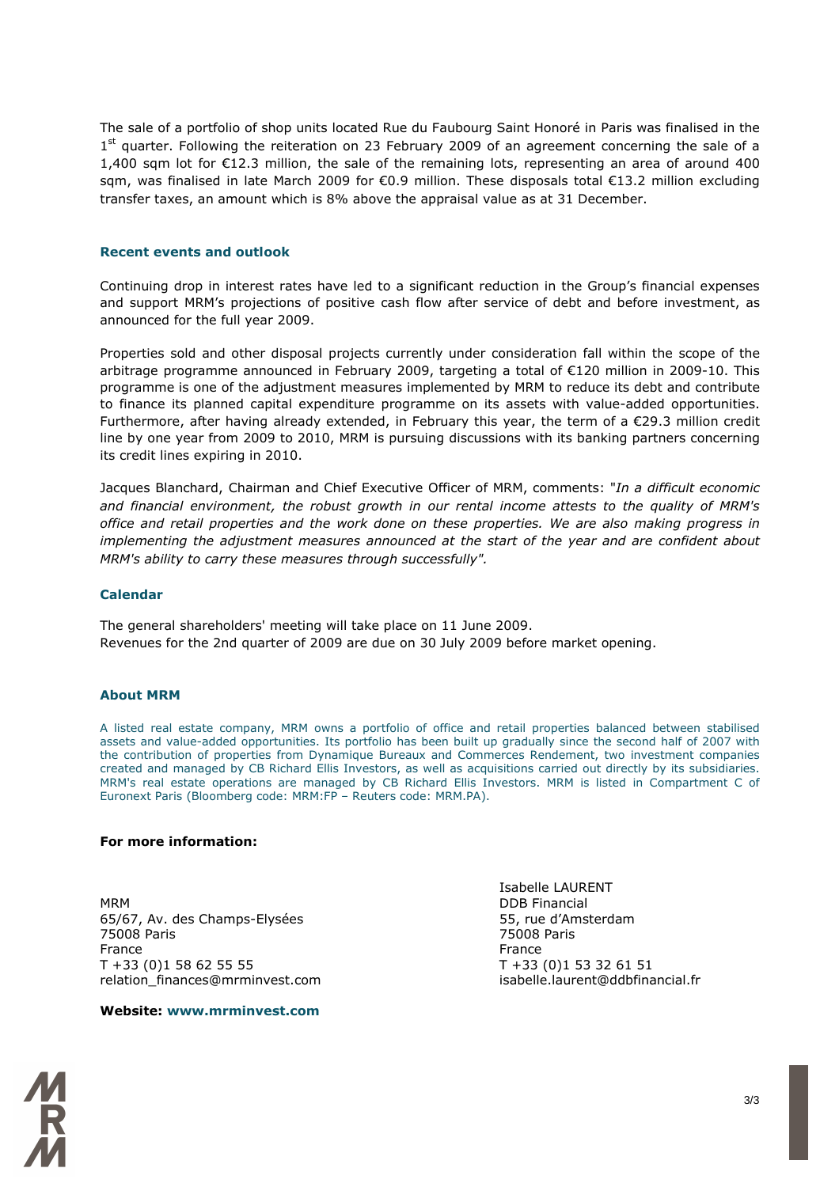The sale of a portfolio of shop units located Rue du Faubourg Saint Honoré in Paris was finalised in the 1st quarter. Following the reiteration on 23 February 2009 of an agreement concerning the sale of a 1,400 sqm lot for €12.3 million, the sale of the remaining lots, representing an area of around 400 sqm, was finalised in late March 2009 for €0.9 million. These disposals total €13.2 million excluding transfer taxes, an amount which is 8% above the appraisal value as at 31 December.

### Recent events and outlook

Continuing drop in interest rates have led to a significant reduction in the Group's financial expenses and support MRM's projections of positive cash flow after service of debt and before investment, as announced for the full year 2009.

Properties sold and other disposal projects currently under consideration fall within the scope of the arbitrage programme announced in February 2009, targeting a total of €120 million in 2009-10. This programme is one of the adjustment measures implemented by MRM to reduce its debt and contribute to finance its planned capital expenditure programme on its assets with value-added opportunities. Furthermore, after having already extended, in February this year, the term of a €29.3 million credit line by one year from 2009 to 2010, MRM is pursuing discussions with its banking partners concerning its credit lines expiring in 2010.

Jacques Blanchard, Chairman and Chief Executive Officer of MRM, comments: "*In a difficult economic and financial environment, the robust growth in our rental income attests to the quality of MRM's office and retail properties and the work done on these properties. We are also making progress in implementing the adjustment measures announced at the start of the year and are confident about MRM's ability to carry these measures through successfully*".

### Calendar

The general shareholders' meeting will take place on 11 June 2009.
Revenues for the 2nd quarter of 2009 are due on 30 July 2009 before market opening.

### About MRM

A listed real estate company, MRM owns a portfolio of office and retail properties balanced between stabilised assets and value-added opportunities. Its portfolio has been built up gradually since the second half of 2007 with the contribution of properties from Dynamique Bureaux and Commerces Rendement, two investment companies created and managed by CB Richard Ellis Investors, as well as acquisitions carried out directly by its subsidiaries. MRM's real estate operations are managed by CB Richard Ellis Investors. MRM is listed in Compartment C of Euronext Paris (Bloomberg code: MRM:FP – Reuters code: MRM.PA).

**For more information:**

MRM
65/67, Av. des Champs-Elysées
75008 Paris
France
T +33 (0)1 58 62 55 55
relation_finances@mrminvest.com

Isabelle LAURENT
DDB Financial
55, rue d'Amsterdam
75008 Paris
France
T +33 (0)1 53 32 61 51
isabelle.laurent@ddbfinancial.fr

**Website: www.mrminvest.com**